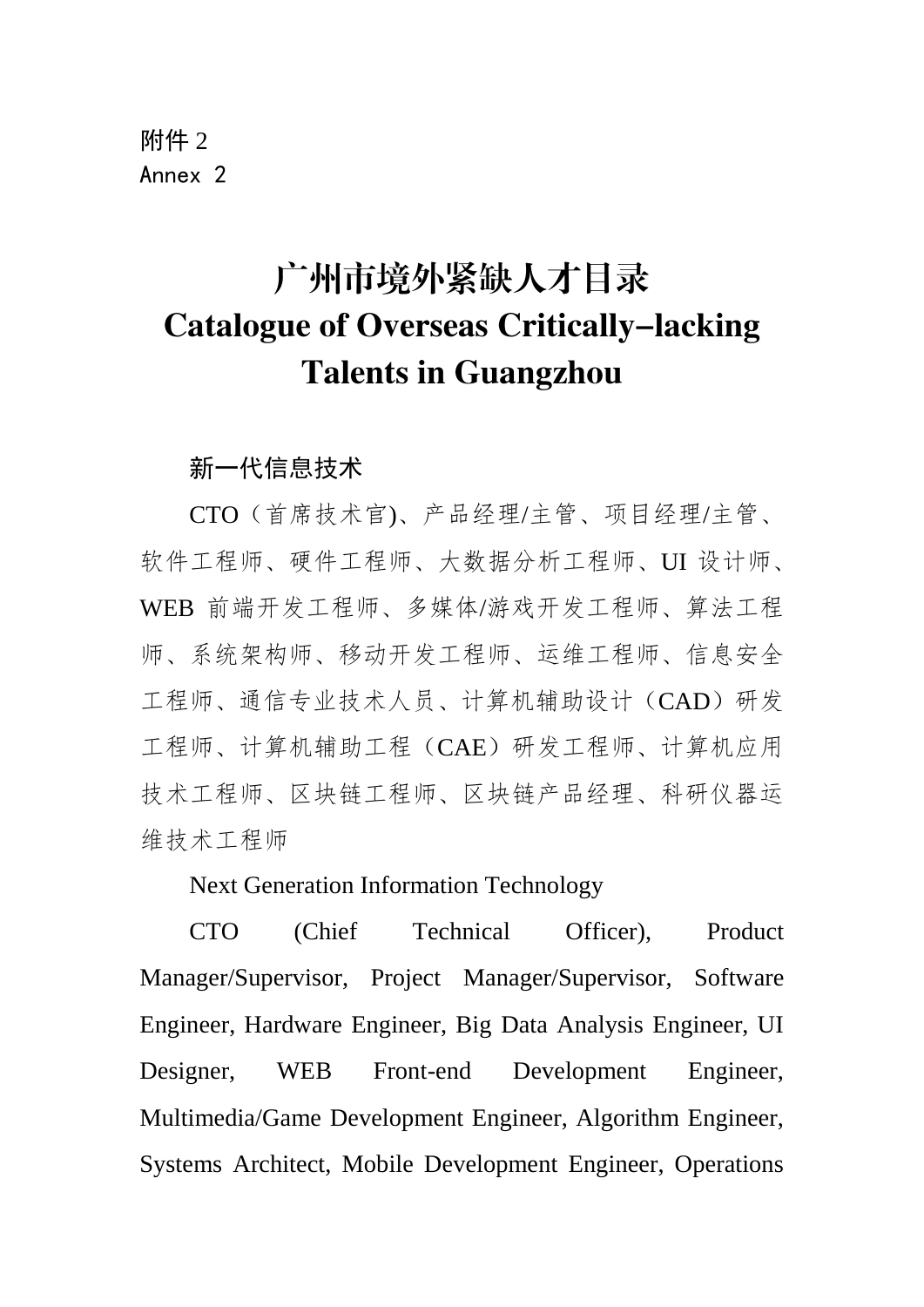附件 2
Annex 2

# 广州市境外紧缺人才目录
# Catalogue of Overseas Critically-lacking Talents in Guangzhou

新一代信息技术

CTO（首席技术官)、产品经理/主管、项目经理/主管、软件工程师、硬件工程师、大数据分析工程师、UI 设计师、WEB 前端开发工程师、多媒体/游戏开发工程师、算法工程师、系统架构师、移动开发工程师、运维工程师、信息安全工程师、通信专业技术人员、计算机辅助设计（CAD）研发工程师、计算机辅助工程（CAE）研发工程师、计算机应用技术工程师、区块链工程师、区块链产品经理、科研仪器运维技术工程师

Next Generation Information Technology

CTO (Chief Technical Officer), Product Manager/Supervisor, Project Manager/Supervisor, Software Engineer, Hardware Engineer, Big Data Analysis Engineer, UI Designer, WEB Front-end Development Engineer, Multimedia/Game Development Engineer, Algorithm Engineer, Systems Architect, Mobile Development Engineer, Operations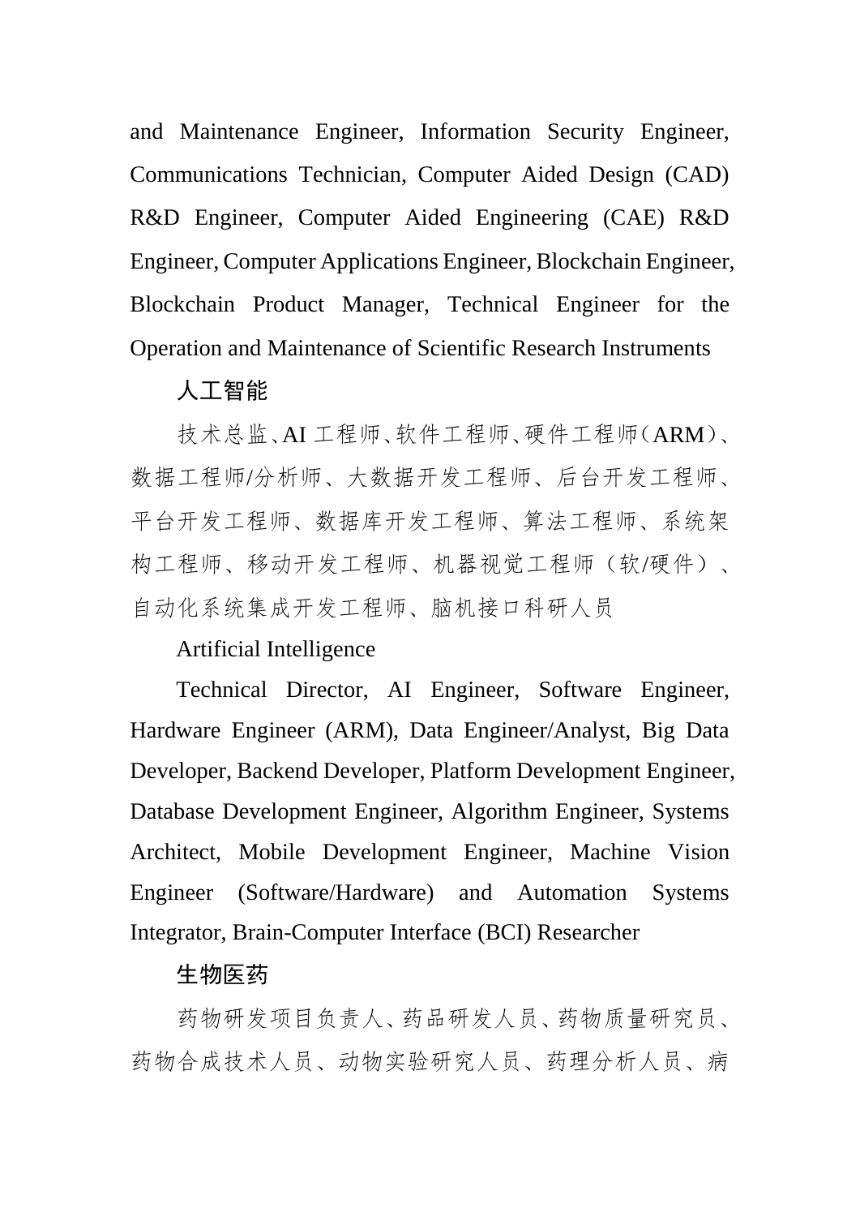and Maintenance Engineer, Information Security Engineer, Communications Technician, Computer Aided Design (CAD) R&D Engineer, Computer Aided Engineering (CAE) R&D Engineer, Computer Applications Engineer, Blockchain Engineer, Blockchain Product Manager, Technical Engineer for the Operation and Maintenance of Scientific Research Instruments

人工智能

技术总监、AI 工程师、软件工程师、硬件工程师（ARM）、数据工程师/分析师、大数据开发工程师、后台开发工程师、平台开发工程师、数据库开发工程师、算法工程师、系统架构工程师、移动开发工程师、机器视觉工程师（软/硬件）、自动化系统集成开发工程师、脑机接口科研人员

Artificial Intelligence

Technical Director, AI Engineer, Software Engineer, Hardware Engineer (ARM), Data Engineer/Analyst, Big Data Developer, Backend Developer, Platform Development Engineer, Database Development Engineer, Algorithm Engineer, Systems Architect, Mobile Development Engineer, Machine Vision Engineer (Software/Hardware) and Automation Systems Integrator, Brain-Computer Interface (BCI) Researcher

生物医药

药物研发项目负责人、药品研发人员、药物质量研究员、药物合成技术人员、动物实验研究人员、药理分析人员、病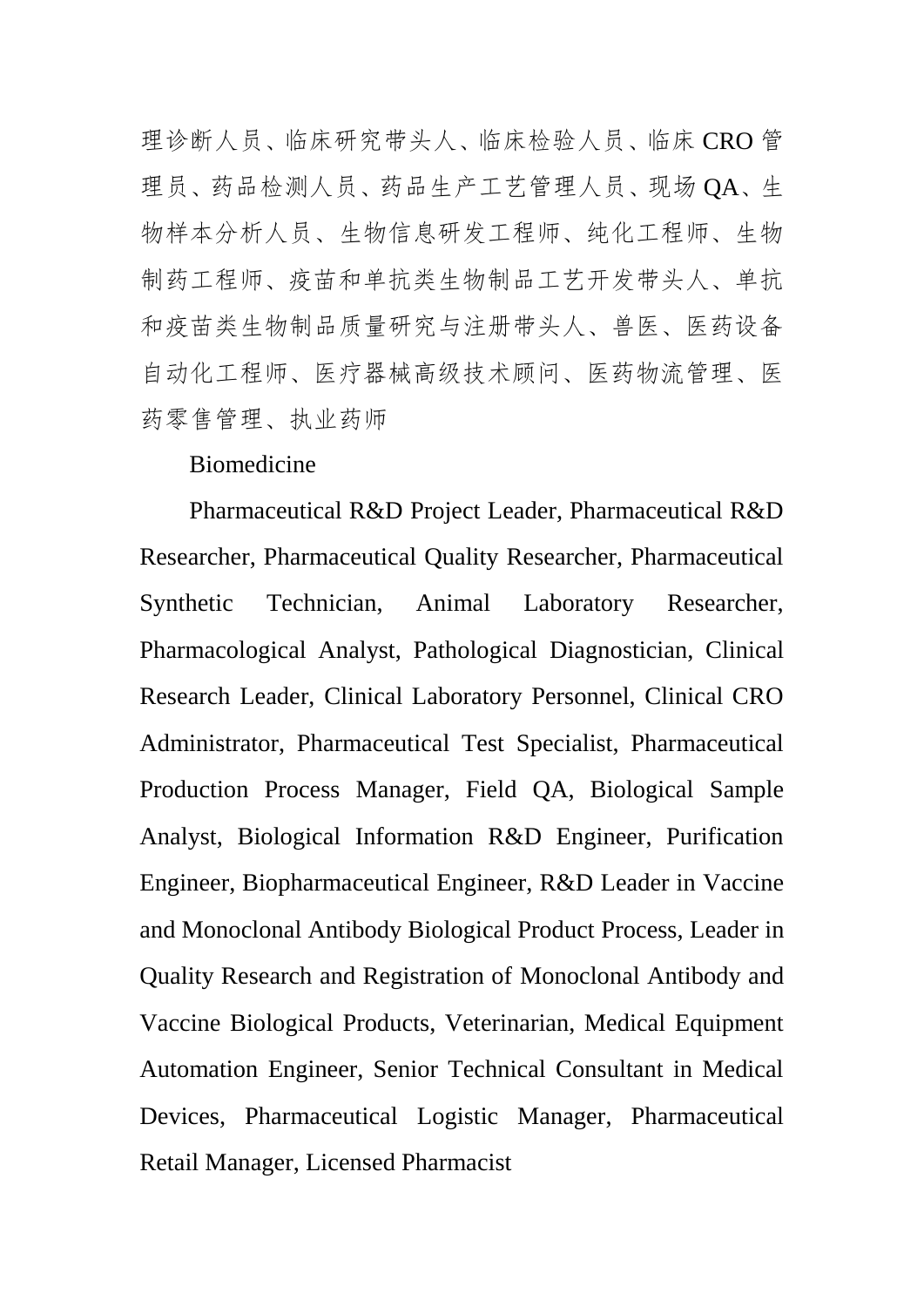理诊断人员、临床研究带头人、临床检验人员、临床 CRO 管理员、药品检测人员、药品生产工艺管理人员、现场 QA、生物样本分析人员、生物信息研发工程师、纯化工程师、生物制药工程师、疫苗和单抗类生物制品工艺开发带头人、单抗和疫苗类生物制品质量研究与注册带头人、兽医、医药设备自动化工程师、医疗器械高级技术顾问、医药物流管理、医药零售管理、执业药师

Biomedicine

Pharmaceutical R&D Project Leader, Pharmaceutical R&D Researcher, Pharmaceutical Quality Researcher, Pharmaceutical Synthetic Technician, Animal Laboratory Researcher, Pharmacological Analyst, Pathological Diagnostician, Clinical Research Leader, Clinical Laboratory Personnel, Clinical CRO Administrator, Pharmaceutical Test Specialist, Pharmaceutical Production Process Manager, Field QA, Biological Sample Analyst, Biological Information R&D Engineer, Purification Engineer, Biopharmaceutical Engineer, R&D Leader in Vaccine and Monoclonal Antibody Biological Product Process, Leader in Quality Research and Registration of Monoclonal Antibody and Vaccine Biological Products, Veterinarian, Medical Equipment Automation Engineer, Senior Technical Consultant in Medical Devices, Pharmaceutical Logistic Manager, Pharmaceutical Retail Manager, Licensed Pharmacist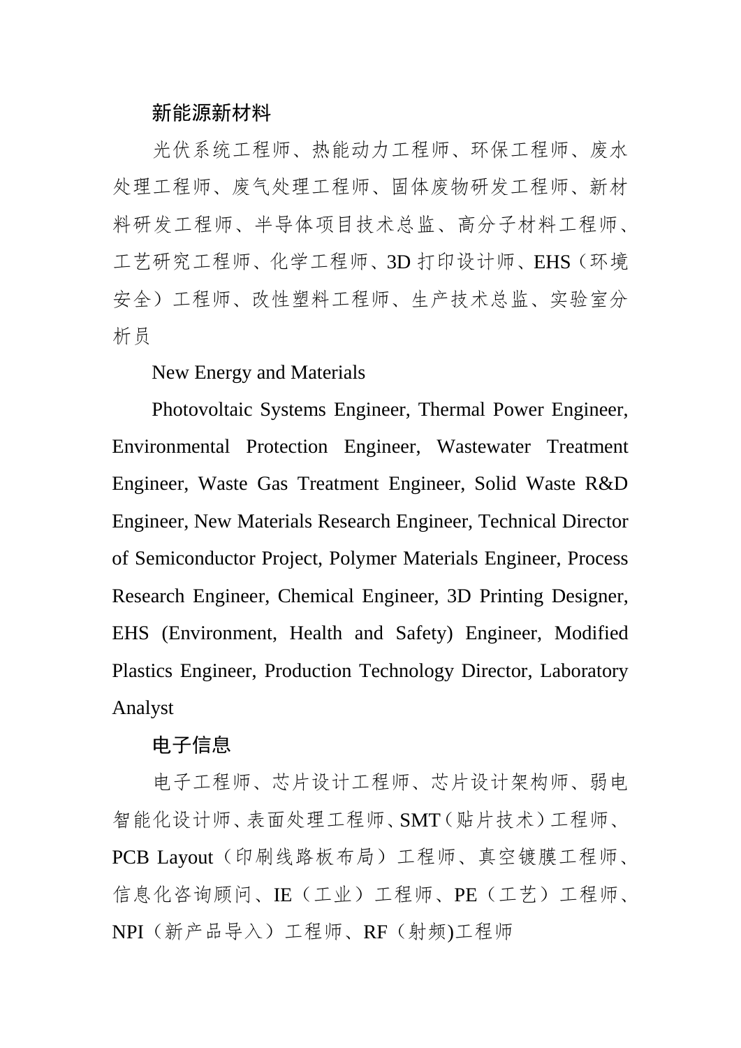新能源新材料

光伏系统工程师、热能动力工程师、环保工程师、废水处理工程师、废气处理工程师、固体废物研发工程师、新材料研发工程师、半导体项目技术总监、高分子材料工程师、工艺研究工程师、化学工程师、3D 打印设计师、EHS（环境安全）工程师、改性塑料工程师、生产技术总监、实验室分析员

New Energy and Materials

Photovoltaic Systems Engineer, Thermal Power Engineer, Environmental Protection Engineer, Wastewater Treatment Engineer, Waste Gas Treatment Engineer, Solid Waste R&D Engineer, New Materials Research Engineer, Technical Director of Semiconductor Project, Polymer Materials Engineer, Process Research Engineer, Chemical Engineer, 3D Printing Designer, EHS (Environment, Health and Safety) Engineer, Modified Plastics Engineer, Production Technology Director, Laboratory Analyst

电子信息

电子工程师、芯片设计工程师、芯片设计架构师、弱电智能化设计师、表面处理工程师、SMT（贴片技术）工程师、PCB Layout（印刷线路板布局）工程师、真空镀膜工程师、信息化咨询顾问、IE（工业）工程师、PE（工艺）工程师、NPI（新产品导入）工程师、RF（射频)工程师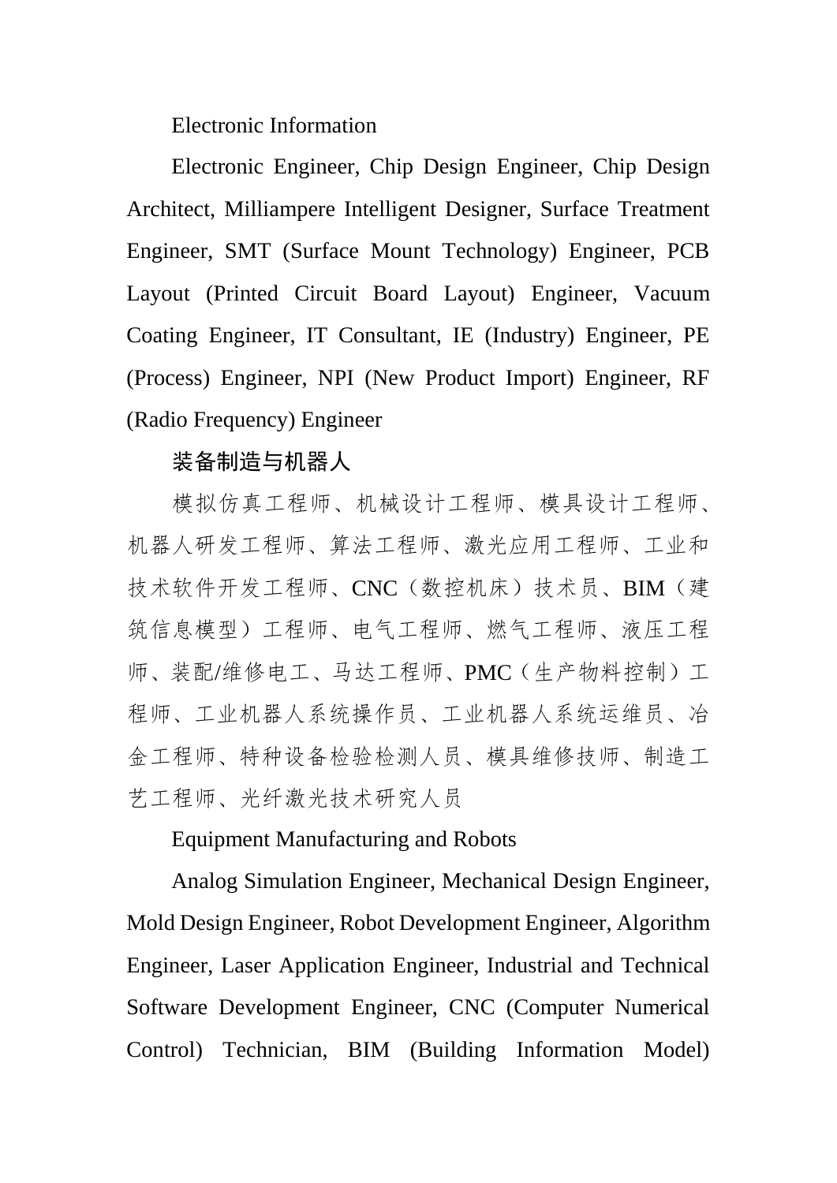Electronic Information

Electronic Engineer, Chip Design Engineer, Chip Design Architect, Milliampere Intelligent Designer, Surface Treatment Engineer, SMT (Surface Mount Technology) Engineer, PCB Layout (Printed Circuit Board Layout) Engineer, Vacuum Coating Engineer, IT Consultant, IE (Industry) Engineer, PE (Process) Engineer, NPI (New Product Import) Engineer, RF (Radio Frequency) Engineer

装备制造与机器人

模拟仿真工程师、机械设计工程师、模具设计工程师、机器人研发工程师、算法工程师、激光应用工程师、工业和技术软件开发工程师、CNC（数控机床）技术员、BIM（建筑信息模型）工程师、电气工程师、燃气工程师、液压工程师、装配/维修电工、马达工程师、PMC（生产物料控制）工程师、工业机器人系统操作员、工业机器人系统运维员、冶金工程师、特种设备检验检测人员、模具维修技师、制造工艺工程师、光纤激光技术研究人员

Equipment Manufacturing and Robots

Analog Simulation Engineer, Mechanical Design Engineer, Mold Design Engineer, Robot Development Engineer, Algorithm Engineer, Laser Application Engineer, Industrial and Technical Software Development Engineer, CNC (Computer Numerical Control) Technician, BIM (Building Information Model)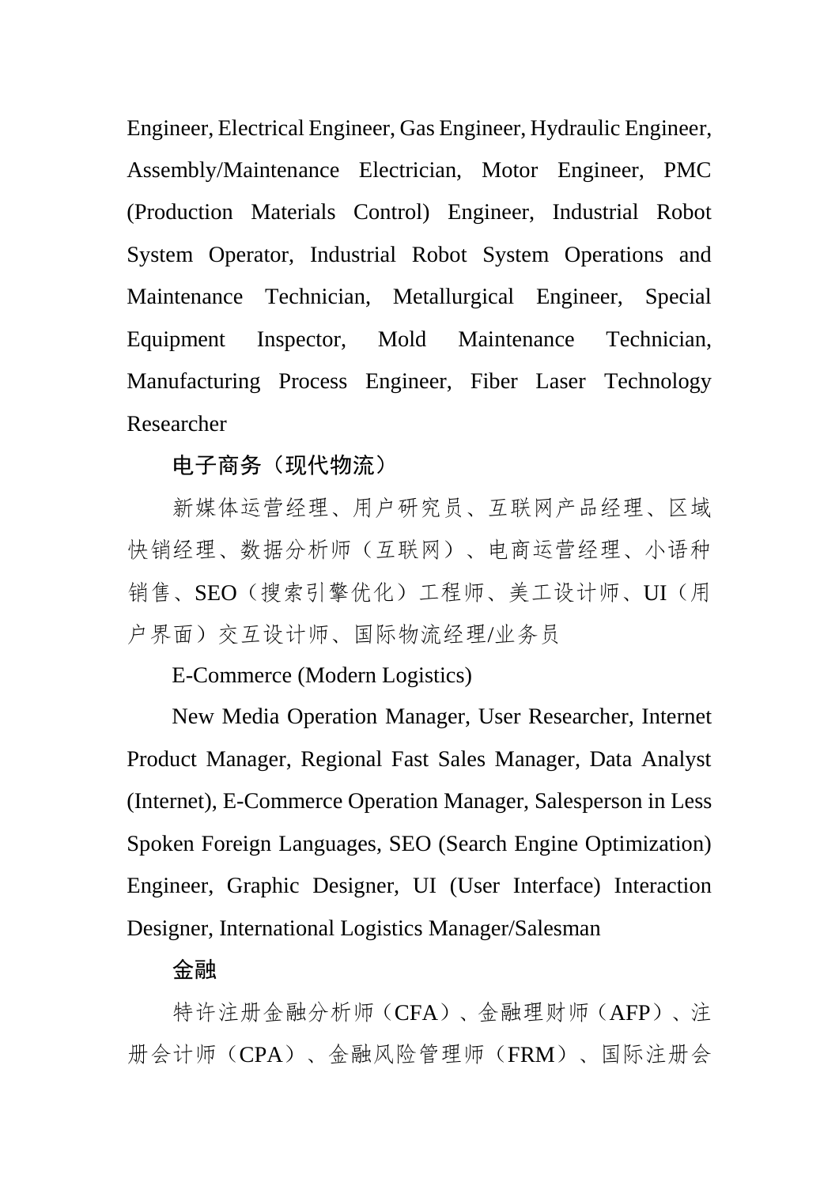Engineer, Electrical Engineer, Gas Engineer, Hydraulic Engineer, Assembly/Maintenance Electrician, Motor Engineer, PMC (Production Materials Control) Engineer, Industrial Robot System Operator, Industrial Robot System Operations and Maintenance Technician, Metallurgical Engineer, Special Equipment Inspector, Mold Maintenance Technician, Manufacturing Process Engineer, Fiber Laser Technology Researcher

**电子商务（现代物流）**

新媒体运营经理、用户研究员、互联网产品经理、区域快销经理、数据分析师（互联网）、电商运营经理、小语种销售、SEO（搜索引擎优化）工程师、美工设计师、UI（用户界面）交互设计师、国际物流经理/业务员

E-Commerce (Modern Logistics)

New Media Operation Manager, User Researcher, Internet Product Manager, Regional Fast Sales Manager, Data Analyst (Internet), E-Commerce Operation Manager, Salesperson in Less Spoken Foreign Languages, SEO (Search Engine Optimization) Engineer, Graphic Designer, UI (User Interface) Interaction Designer, International Logistics Manager/Salesman

**金融**

特许注册金融分析师（CFA）、金融理财师（AFP）、注册会计师（CPA）、金融风险管理师（FRM）、国际注册会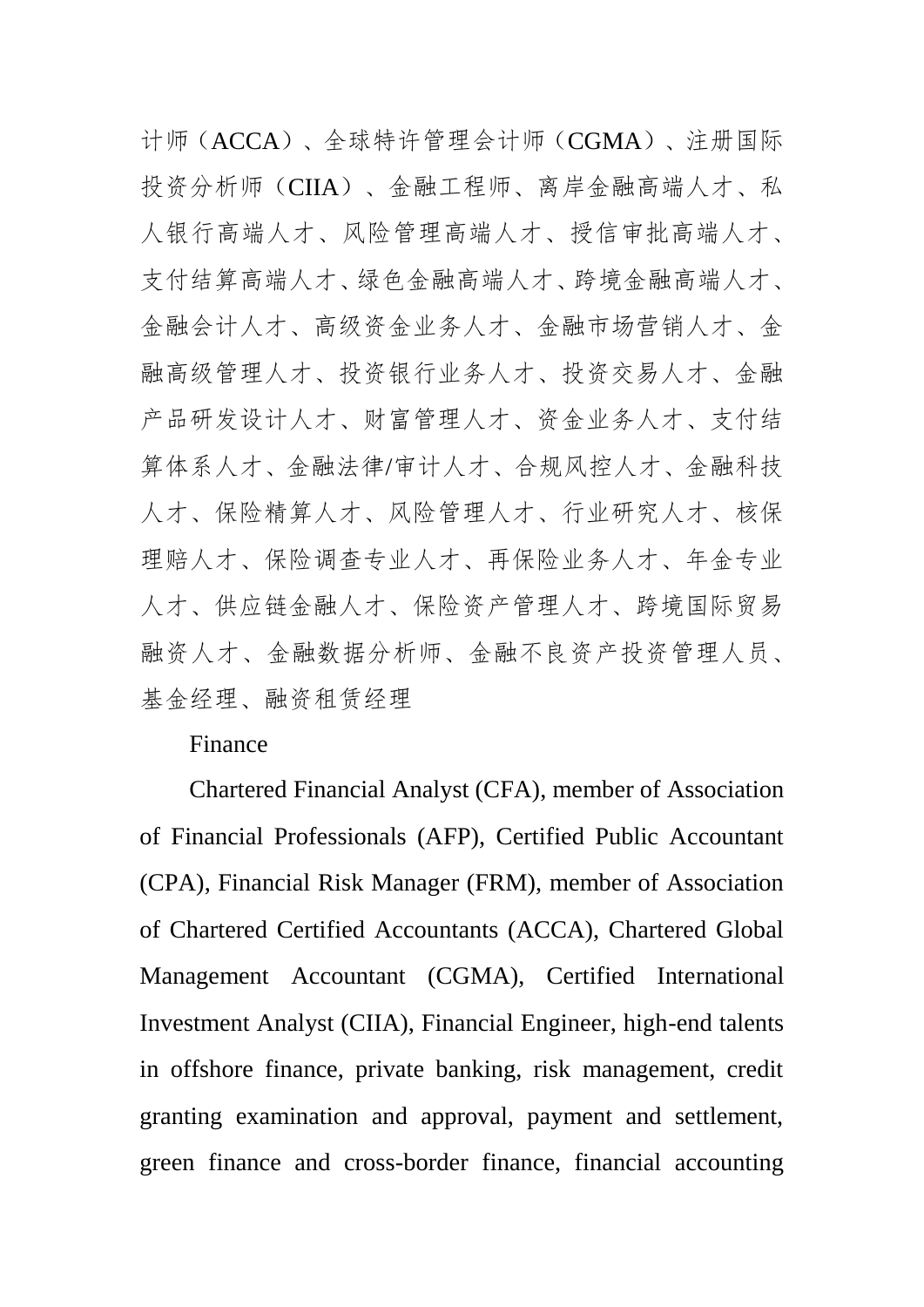计师（ACCA）、全球特许管理会计师（CGMA）、注册国际投资分析师（CIIA）、金融工程师、离岸金融高端人才、私人银行高端人才、风险管理高端人才、授信审批高端人才、支付结算高端人才、绿色金融高端人才、跨境金融高端人才、金融会计人才、高级资金业务人才、金融市场营销人才、金融高级管理人才、投资银行业务人才、投资交易人才、金融产品研发设计人才、财富管理人才、资金业务人才、支付结算体系人才、金融法律/审计人才、合规风控人才、金融科技人才、保险精算人才、风险管理人才、行业研究人才、核保理赔人才、保险调查专业人才、再保险业务人才、年金专业人才、供应链金融人才、保险资产管理人才、跨境国际贸易融资人才、金融数据分析师、金融不良资产投资管理人员、基金经理、融资租赁经理

Finance

Chartered Financial Analyst (CFA), member of Association of Financial Professionals (AFP), Certified Public Accountant (CPA), Financial Risk Manager (FRM), member of Association of Chartered Certified Accountants (ACCA), Chartered Global Management Accountant (CGMA), Certified International Investment Analyst (CIIA), Financial Engineer, high-end talents in offshore finance, private banking, risk management, credit granting examination and approval, payment and settlement, green finance and cross-border finance, financial accounting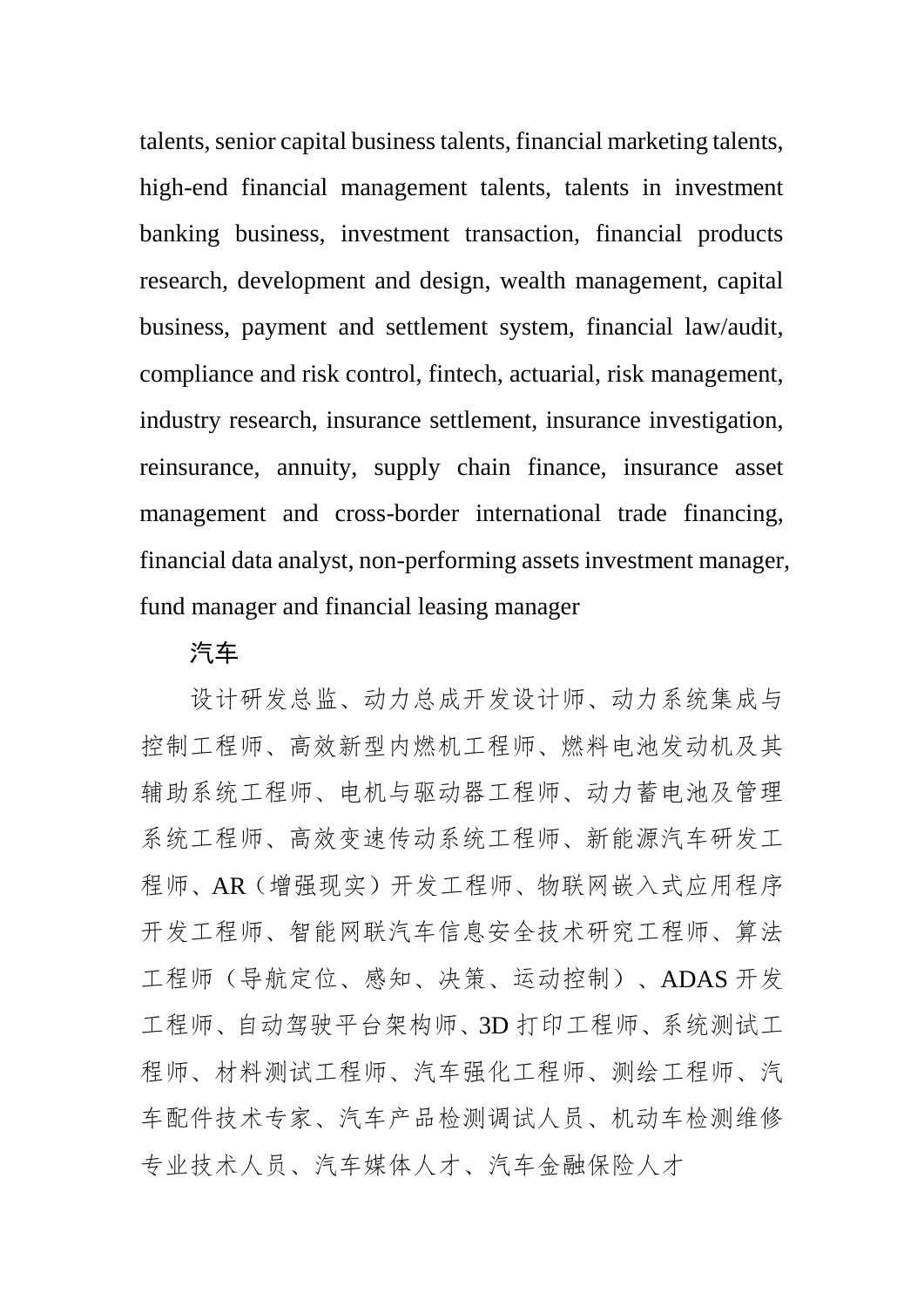talents, senior capital business talents, financial marketing talents, high-end financial management talents, talents in investment banking business, investment transaction, financial products research, development and design, wealth management, capital business, payment and settlement system, financial law/audit, compliance and risk control, fintech, actuarial, risk management, industry research, insurance settlement, insurance investigation, reinsurance, annuity, supply chain finance, insurance asset management and cross-border international trade financing, financial data analyst, non-performing assets investment manager, fund manager and financial leasing manager

汽车

设计研发总监、动力总成开发设计师、动力系统集成与控制工程师、高效新型内燃机工程师、燃料电池发动机及其辅助系统工程师、电机与驱动器工程师、动力蓄电池及管理系统工程师、高效变速传动系统工程师、新能源汽车研发工程师、AR（增强现实）开发工程师、物联网嵌入式应用程序开发工程师、智能网联汽车信息安全技术研究工程师、算法工程师（导航定位、感知、决策、运动控制）、ADAS 开发工程师、自动驾驶平台架构师、3D 打印工程师、系统测试工程师、材料测试工程师、汽车强化工程师、测绘工程师、汽车配件技术专家、汽车产品检测调试人员、机动车检测维修专业技术人员、汽车媒体人才、汽车金融保险人才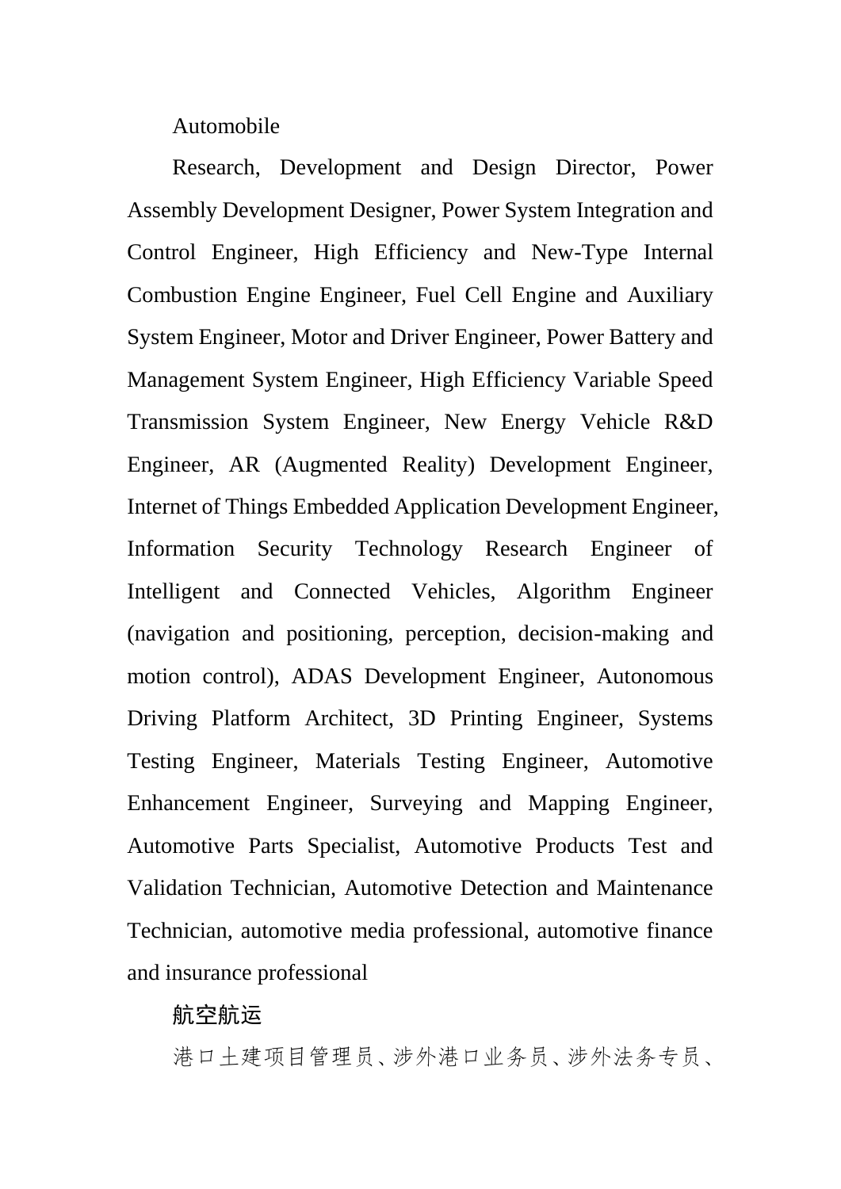Automobile

Research, Development and Design Director, Power Assembly Development Designer, Power System Integration and Control Engineer, High Efficiency and New-Type Internal Combustion Engine Engineer, Fuel Cell Engine and Auxiliary System Engineer, Motor and Driver Engineer, Power Battery and Management System Engineer, High Efficiency Variable Speed Transmission System Engineer, New Energy Vehicle R&D Engineer, AR (Augmented Reality) Development Engineer, Internet of Things Embedded Application Development Engineer, Information Security Technology Research Engineer of Intelligent and Connected Vehicles, Algorithm Engineer (navigation and positioning, perception, decision-making and motion control), ADAS Development Engineer, Autonomous Driving Platform Architect, 3D Printing Engineer, Systems Testing Engineer, Materials Testing Engineer, Automotive Enhancement Engineer, Surveying and Mapping Engineer, Automotive Parts Specialist, Automotive Products Test and Validation Technician, Automotive Detection and Maintenance Technician, automotive media professional, automotive finance and insurance professional

航空航运

港口土建项目管理员、涉外港口业务员、涉外法务专员、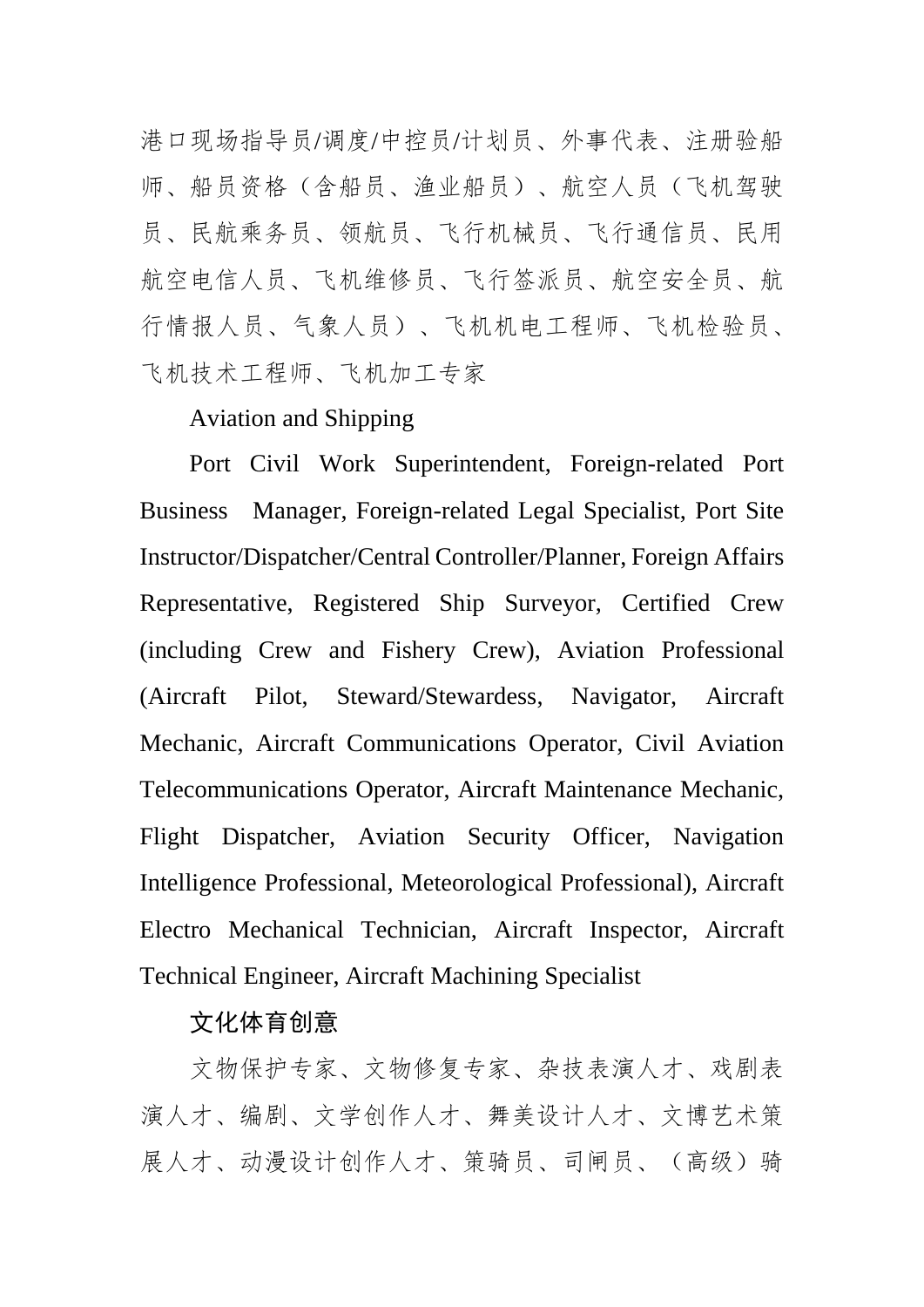港口现场指导员/调度/中控员/计划员、外事代表、注册验船师、船员资格（含船员、渔业船员）、航空人员（飞机驾驶员、民航乘务员、领航员、飞行机械员、飞行通信员、民用航空电信人员、飞机维修员、飞行签派员、航空安全员、航行情报人员、气象人员）、飞机机电工程师、飞机检验员、飞机技术工程师、飞机加工专家

Aviation and Shipping

Port Civil Work Superintendent, Foreign-related Port Business Manager, Foreign-related Legal Specialist, Port Site Instructor/Dispatcher/Central Controller/Planner, Foreign Affairs Representative, Registered Ship Surveyor, Certified Crew (including Crew and Fishery Crew), Aviation Professional (Aircraft Pilot, Steward/Stewardess, Navigator, Aircraft Mechanic, Aircraft Communications Operator, Civil Aviation Telecommunications Operator, Aircraft Maintenance Mechanic, Flight Dispatcher, Aviation Security Officer, Navigation Intelligence Professional, Meteorological Professional), Aircraft Electro Mechanical Technician, Aircraft Inspector, Aircraft Technical Engineer, Aircraft Machining Specialist

文化体育创意

文物保护专家、文物修复专家、杂技表演人才、戏剧表演人才、编剧、文学创作人才、舞美设计人才、文博艺术策展人才、动漫设计创作人才、策骑员、司闸员、（高级）骑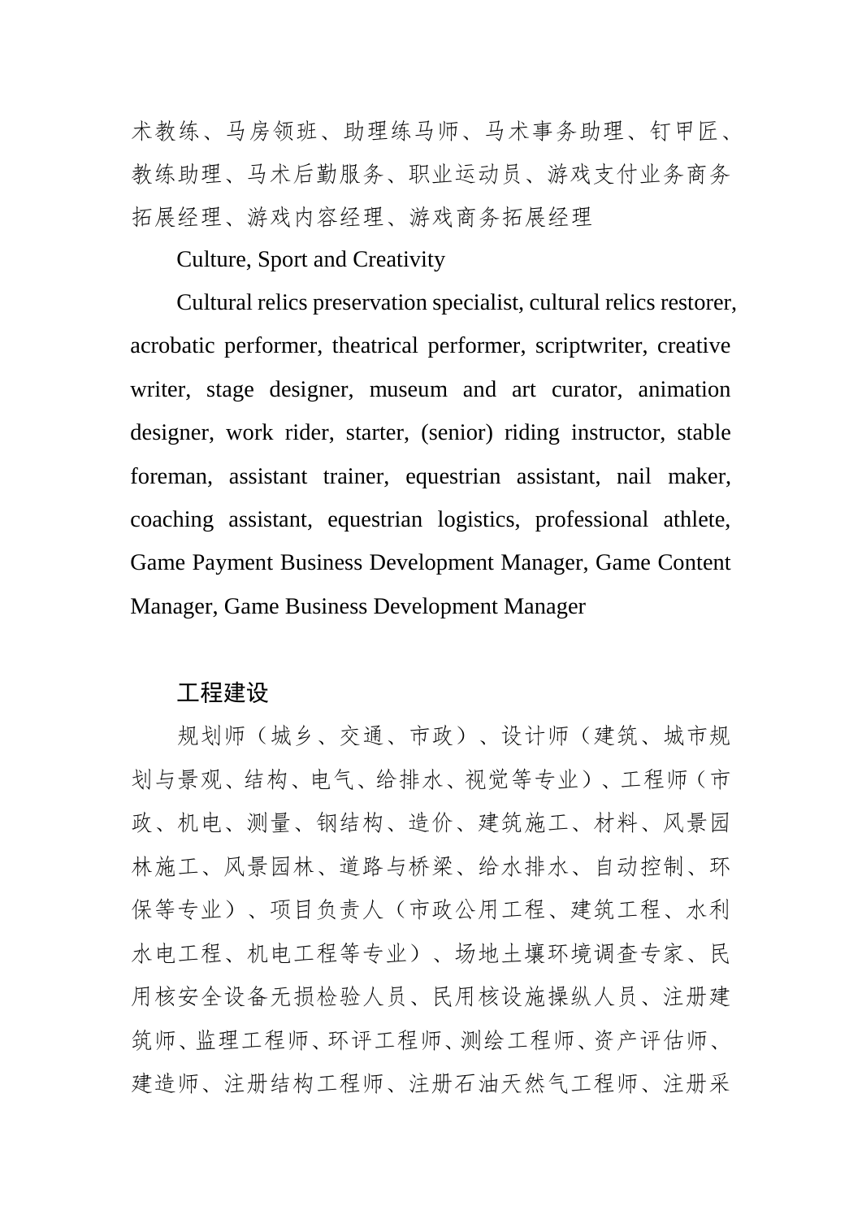术教练、马房领班、助理练马师、马术事务助理、钉甲匠、教练助理、马术后勤服务、职业运动员、游戏支付业务商务拓展经理、游戏内容经理、游戏商务拓展经理

Culture, Sport and Creativity

Cultural relics preservation specialist, cultural relics restorer, acrobatic performer, theatrical performer, scriptwriter, creative writer, stage designer, museum and art curator, animation designer, work rider, starter, (senior) riding instructor, stable foreman, assistant trainer, equestrian assistant, nail maker, coaching assistant, equestrian logistics, professional athlete, Game Payment Business Development Manager, Game Content Manager, Game Business Development Manager

工程建设

规划师（城乡、交通、市政）、设计师（建筑、城市规划与景观、结构、电气、给排水、视觉等专业）、工程师（市政、机电、测量、钢结构、造价、建筑施工、材料、风景园林施工、风景园林、道路与桥梁、给水排水、自动控制、环保等专业）、项目负责人（市政公用工程、建筑工程、水利水电工程、机电工程等专业）、场地土壤环境调查专家、民用核安全设备无损检验人员、民用核设施操纵人员、注册建筑师、监理工程师、环评工程师、测绘工程师、资产评估师、建造师、注册结构工程师、注册石油天然气工程师、注册采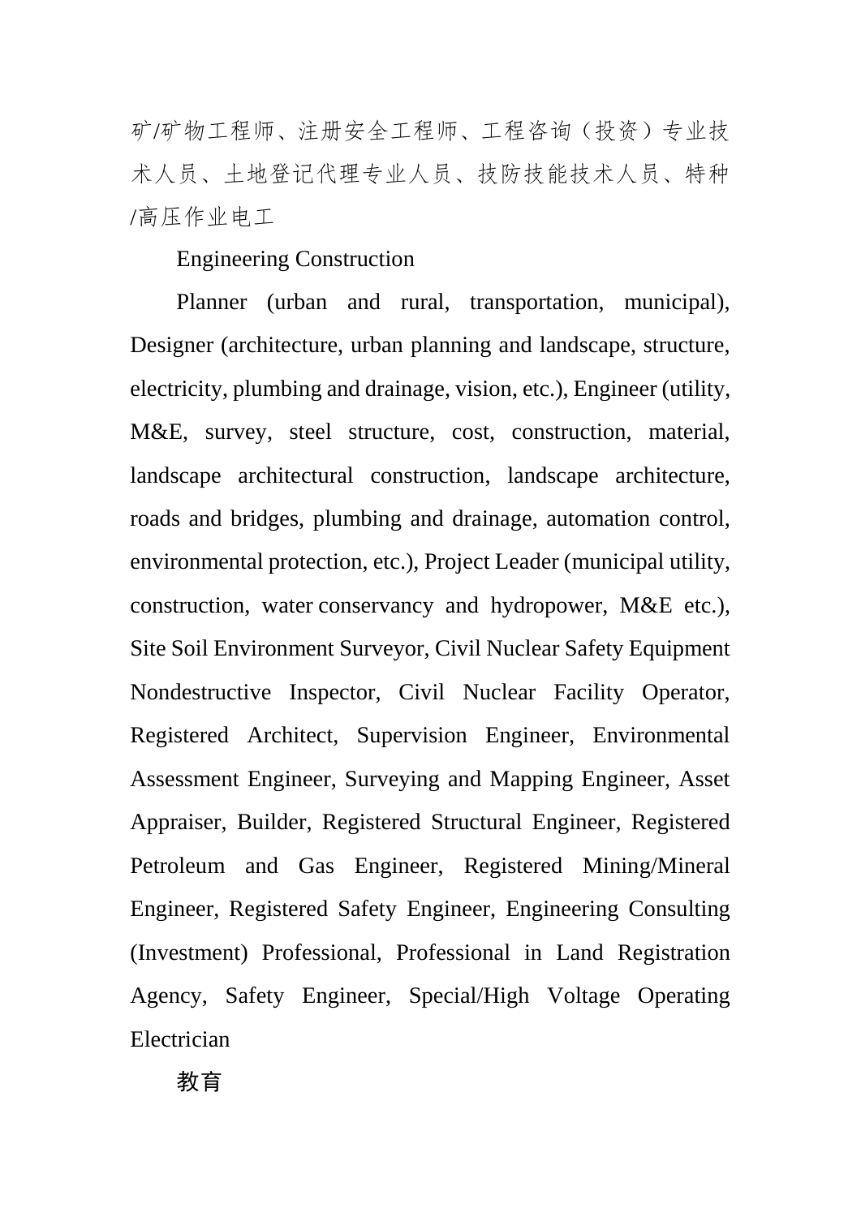矿/矿物工程师、注册安全工程师、工程咨询（投资）专业技术人员、土地登记代理专业人员、技防技能技术人员、特种/高压作业电工

Engineering Construction

Planner (urban and rural, transportation, municipal), Designer (architecture, urban planning and landscape, structure, electricity, plumbing and drainage, vision, etc.), Engineer (utility, M&E, survey, steel structure, cost, construction, material, landscape architectural construction, landscape architecture, roads and bridges, plumbing and drainage, automation control, environmental protection, etc.), Project Leader (municipal utility, construction, water conservancy and hydropower, M&E etc.), Site Soil Environment Surveyor, Civil Nuclear Safety Equipment Nondestructive Inspector, Civil Nuclear Facility Operator, Registered Architect, Supervision Engineer, Environmental Assessment Engineer, Surveying and Mapping Engineer, Asset Appraiser, Builder, Registered Structural Engineer, Registered Petroleum and Gas Engineer, Registered Mining/Mineral Engineer, Registered Safety Engineer, Engineering Consulting (Investment) Professional, Professional in Land Registration Agency, Safety Engineer, Special/High Voltage Operating Electrician

教育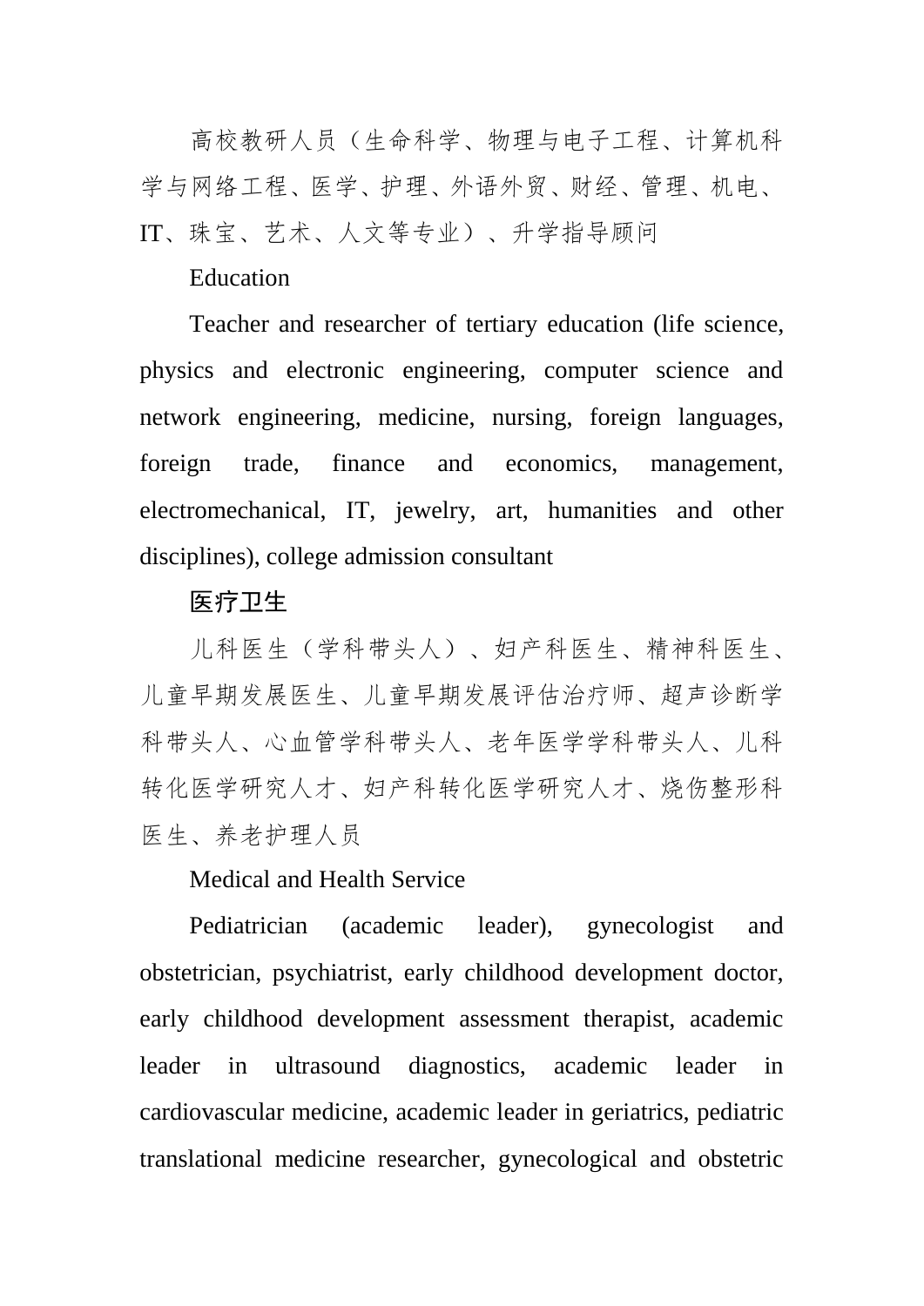高校教研人员（生命科学、物理与电子工程、计算机科学与网络工程、医学、护理、外语外贸、财经、管理、机电、IT、珠宝、艺术、人文等专业）、升学指导顾问

Education

Teacher and researcher of tertiary education (life science, physics and electronic engineering, computer science and network engineering, medicine, nursing, foreign languages, foreign trade, finance and economics, management, electromechanical, IT, jewelry, art, humanities and other disciplines), college admission consultant

**医疗卫生**

儿科医生（学科带头人）、妇产科医生、精神科医生、儿童早期发展医生、儿童早期发展评估治疗师、超声诊断学科带头人、心血管学科带头人、老年医学学科带头人、儿科转化医学研究人才、妇产科转化医学研究人才、烧伤整形科医生、养老护理人员

Medical and Health Service

Pediatrician (academic leader), gynecologist and obstetrician, psychiatrist, early childhood development doctor, early childhood development assessment therapist, academic leader in ultrasound diagnostics, academic leader in cardiovascular medicine, academic leader in geriatrics, pediatric translational medicine researcher, gynecological and obstetric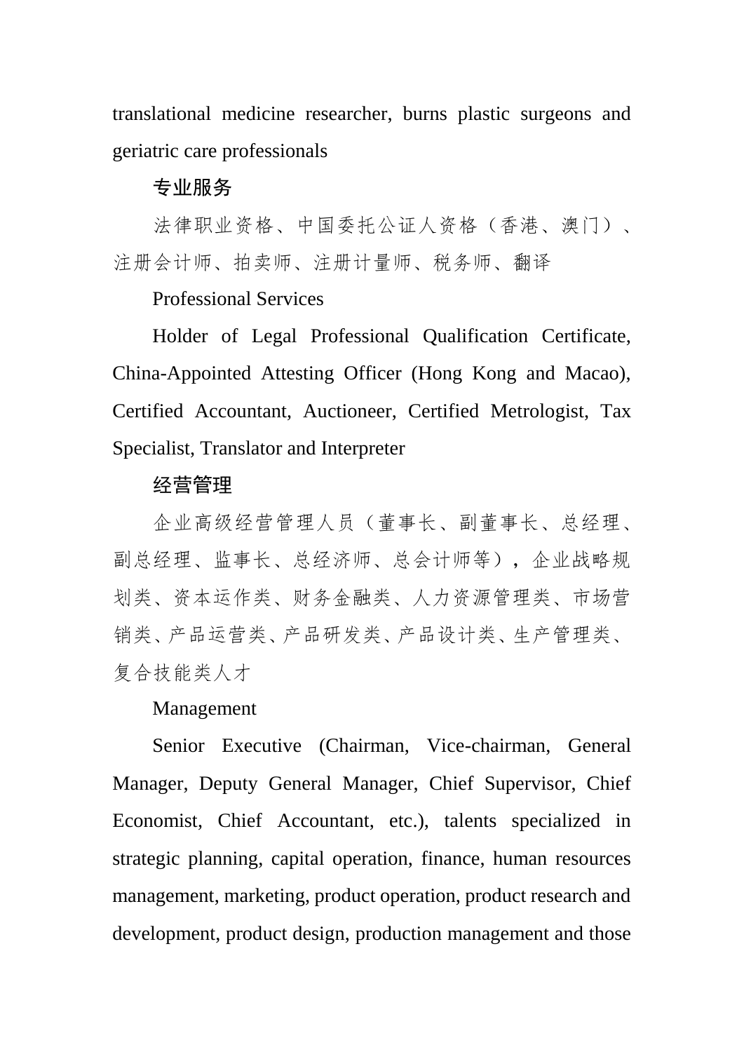translational medicine researcher, burns plastic surgeons and geriatric care professionals

专业服务

法律职业资格、中国委托公证人资格（香港、澳门）、注册会计师、拍卖师、注册计量师、税务师、翻译

Professional Services

Holder of Legal Professional Qualification Certificate, China-Appointed Attesting Officer (Hong Kong and Macao), Certified Accountant, Auctioneer, Certified Metrologist, Tax Specialist, Translator and Interpreter

经营管理

企业高级经营管理人员（董事长、副董事长、总经理、副总经理、监事长、总经济师、总会计师等），企业战略规划类、资本运作类、财务金融类、人力资源管理类、市场营销类、产品运营类、产品研发类、产品设计类、生产管理类、复合技能类人才

Management

Senior Executive (Chairman, Vice-chairman, General Manager, Deputy General Manager, Chief Supervisor, Chief Economist, Chief Accountant, etc.), talents specialized in strategic planning, capital operation, finance, human resources management, marketing, product operation, product research and development, product design, production management and those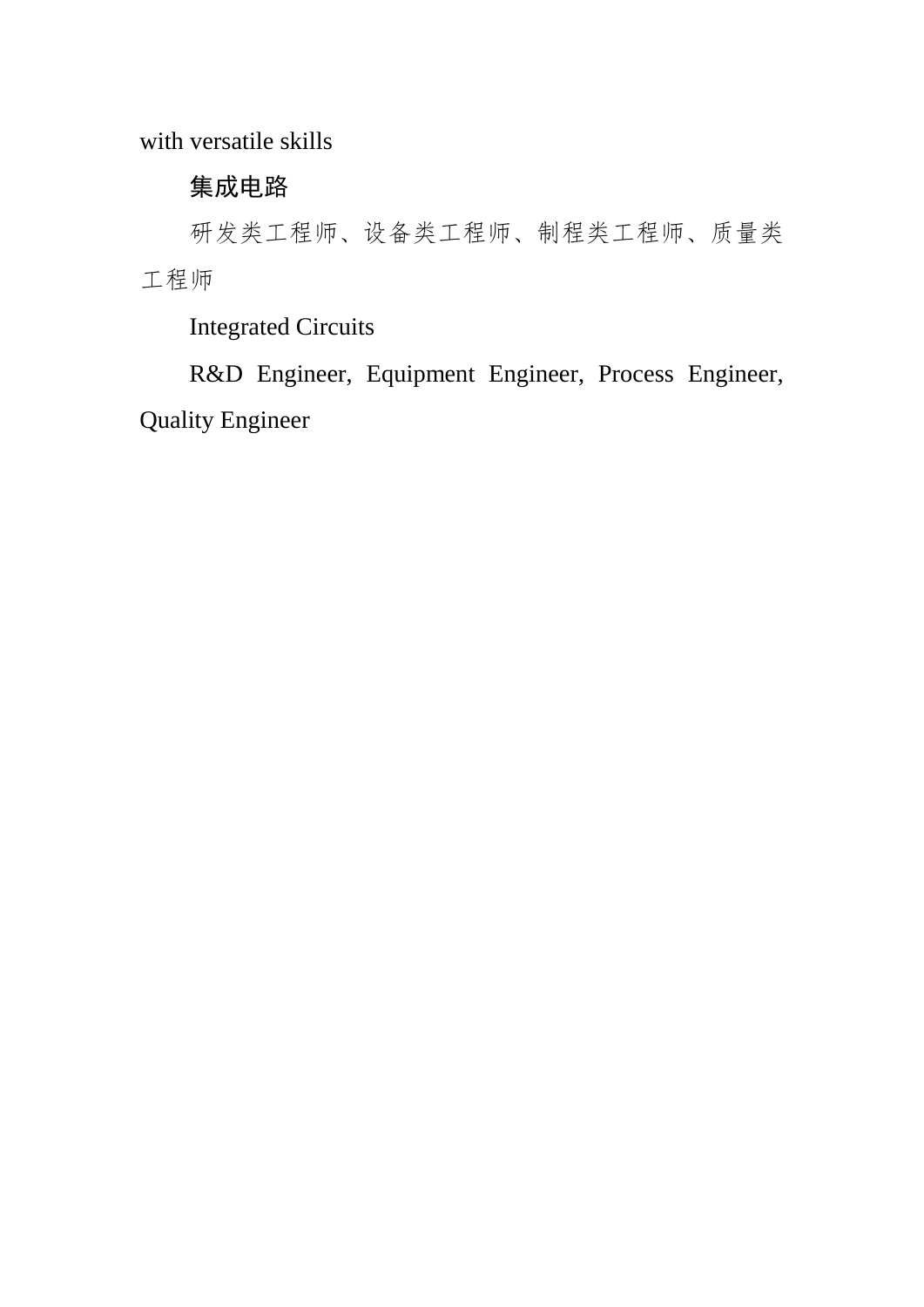with versatile skills

集成电路

研发类工程师、设备类工程师、制程类工程师、质量类工程师

Integrated Circuits

R&D Engineer, Equipment Engineer, Process Engineer, Quality Engineer